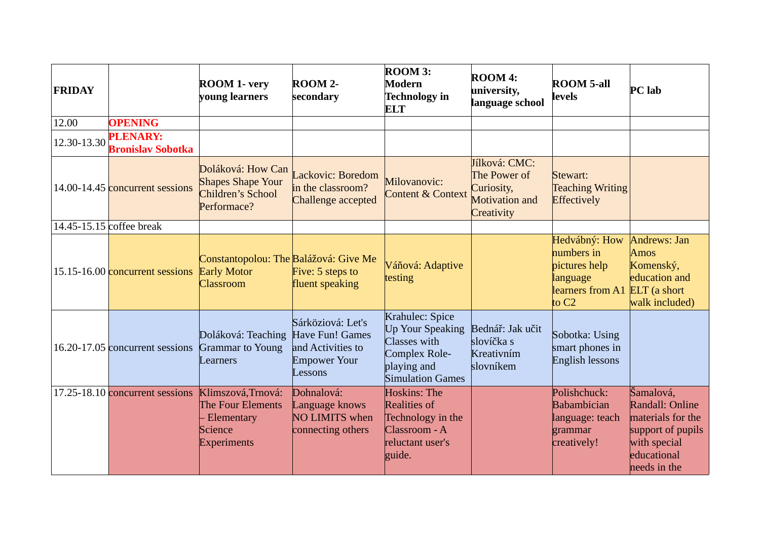| FRIDAY | | ROOM 1- very young learners | ROOM 2- secondary | ROOM 3: Modern Technology in ELT | ROOM 4: university, language school | ROOM 5-all levels | PC lab |
|---|---|---|---|---|---|---|---|
| 12.00 | OPENING | | | | | | |
| 12.30-13.30 | PLENARY: Bronislav Sobotka | | | | | | |
| 14.00-14.45 | concurrent sessions | Doláková: How Can Shapes Shape Your Children's School Performace? | Lackovic: Boredom in the classroom? Challenge accepted | Milovanovic: Content & Context | Jílková: CMC: The Power of Curiosity, Motivation and Creativity | Stewart: Teaching Writing Effectively | |
| 14.45-15.15 | coffee break | | | | | | |
| 15.15-16.00 | concurrent sessions | Constantopolou: The Early Motor Classroom | Balážová: Give Me Five: 5 steps to fluent speaking | Váňová: Adaptive testing | | Hedvábný: How numbers in pictures help language learners from A1 to C2 | Andrews: Jan Amos Komenský, education and ELT (a short walk included) |
| 16.20-17.05 | concurrent sessions | Doláková: Teaching Grammar to Young Learners | Sárköziová: Let's Have Fun! Games and Activities to Empower Your Lessons | Krahulec: Spice Up Your Speaking Classes with Complex Role-playing and Simulation Games | Bednář: Jak učit slovíčka s Kreativním slovníkem | Sobotka: Using smart phones in English lessons | |
| 17.25-18.10 | concurrent sessions | Klimszová,Trnová: The Four Elements – Elementary Science Experiments | Dohnalová: Language knows NO LIMITS when connecting others | Hoskins: The Realities of Technology in the Classroom - A reluctant user's guide. | | Polishchuck: Babambician language: teach grammar creatively! | Šamalová, Randall: Online materials for the support of pupils with special educational needs in the |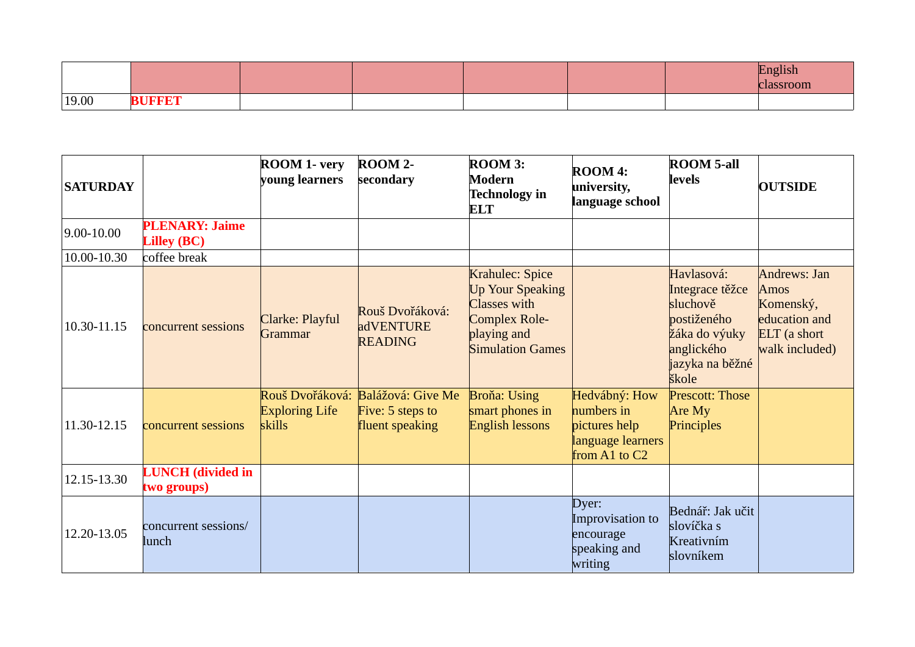| | | | | | | | English classroom |
|---|---|---|---|---|---|---|---|
| 19.00 | **BUFFET** | | | | | | |

| **SATURDAY** | | **ROOM 1- very young learners** | **ROOM 2- secondary** | **ROOM 3: Modern Technology in ELT** | **ROOM 4: university, language school** | **ROOM 5-all levels** | **OUTSIDE** |
|---|---|---|---|---|---|---|---|
| 9.00-10.00 | **PLENARY: Jaime Lilley (BC)** | | | | | | |
| 10.00-10.30 | coffee break | | | | | | |
| 10.30-11.15 | concurrent sessions | Clarke: Playful Grammar | Rouš Dvořáková: adVENTURE READING | Krahulec: Spice Up Your Speaking Classes with Complex Role-playing and Simulation Games | | Havlasová: Integrace těžce sluchově postiženého žáka do výuky anglického jazyka na běžné škole | Andrews: Jan Amos Komenský, education and ELT (a short walk included) |
| 11.30-12.15 | concurrent sessions | Rouš Dvořáková: Exploring Life skills | Balážová: Give Me Five: 5 steps to fluent speaking | Broňa: Using smart phones in English lessons | Hedvábný: How numbers in pictures help language learners from A1 to C2 | Prescott: Those Are My Principles | |
| 12.15-13.30 | **LUNCH (divided in two groups)** | | | | | | |
| 12.20-13.05 | concurrent sessions/ lunch | | | | Dyer: Improvisation to encourage speaking and writing | Bednář: Jak učit slovíčka s Kreativním slovníkem | |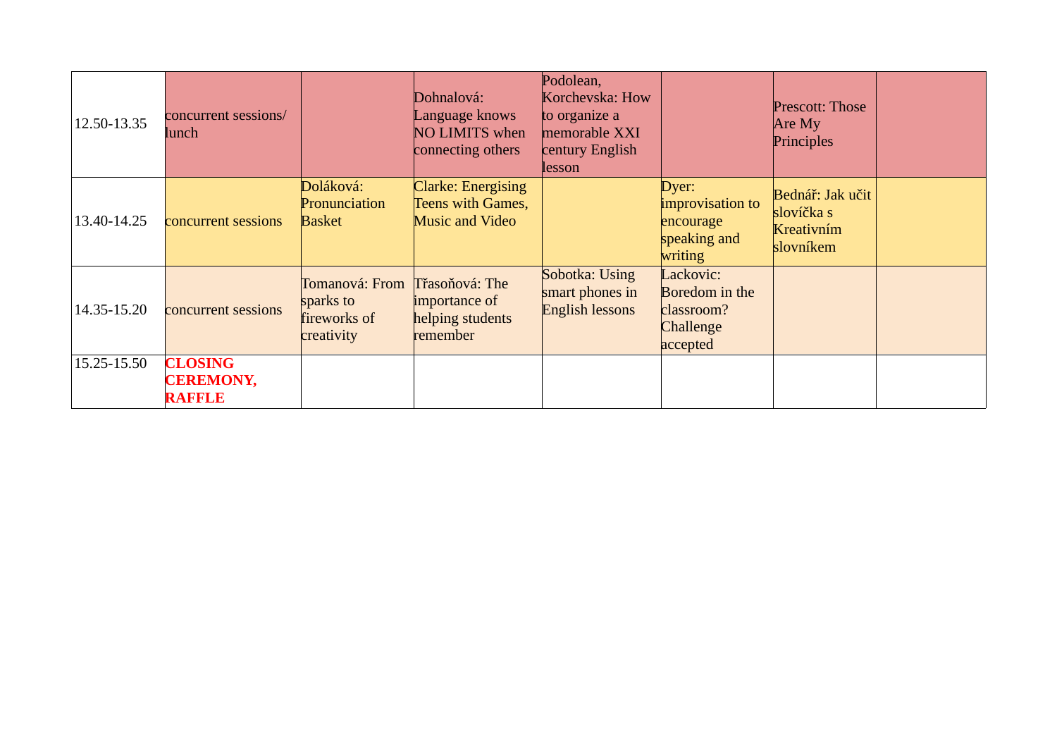| | | | | | | | |
|---|---|---|---|---|---|---|---|
| 12.50-13.35 | concurrent sessions/ lunch | | Dohnalová: Language knows NO LIMITS when connecting others | Podolean, Korchevska: How to organize a memorable XXI century English lesson | | Prescott: Those Are My Principles | |
| 13.40-14.25 | concurrent sessions | Doláková: Pronunciation Basket | Clarke: Energising Teens with Games, Music and Video | | Dyer: improvisation to encourage speaking and writing | Bednář: Jak učit slovíčka s Kreativním slovníkem | |
| 14.35-15.20 | concurrent sessions | Tomanová: From sparks to fireworks of creativity | Třasoňová: The importance of helping students remember | Sobotka: Using smart phones in English lessons | Lackovic: Boredom in the classroom? Challenge accepted | | |
| 15.25-15.50 | **CLOSING CEREMONY, RAFFLE** | | | | | | |